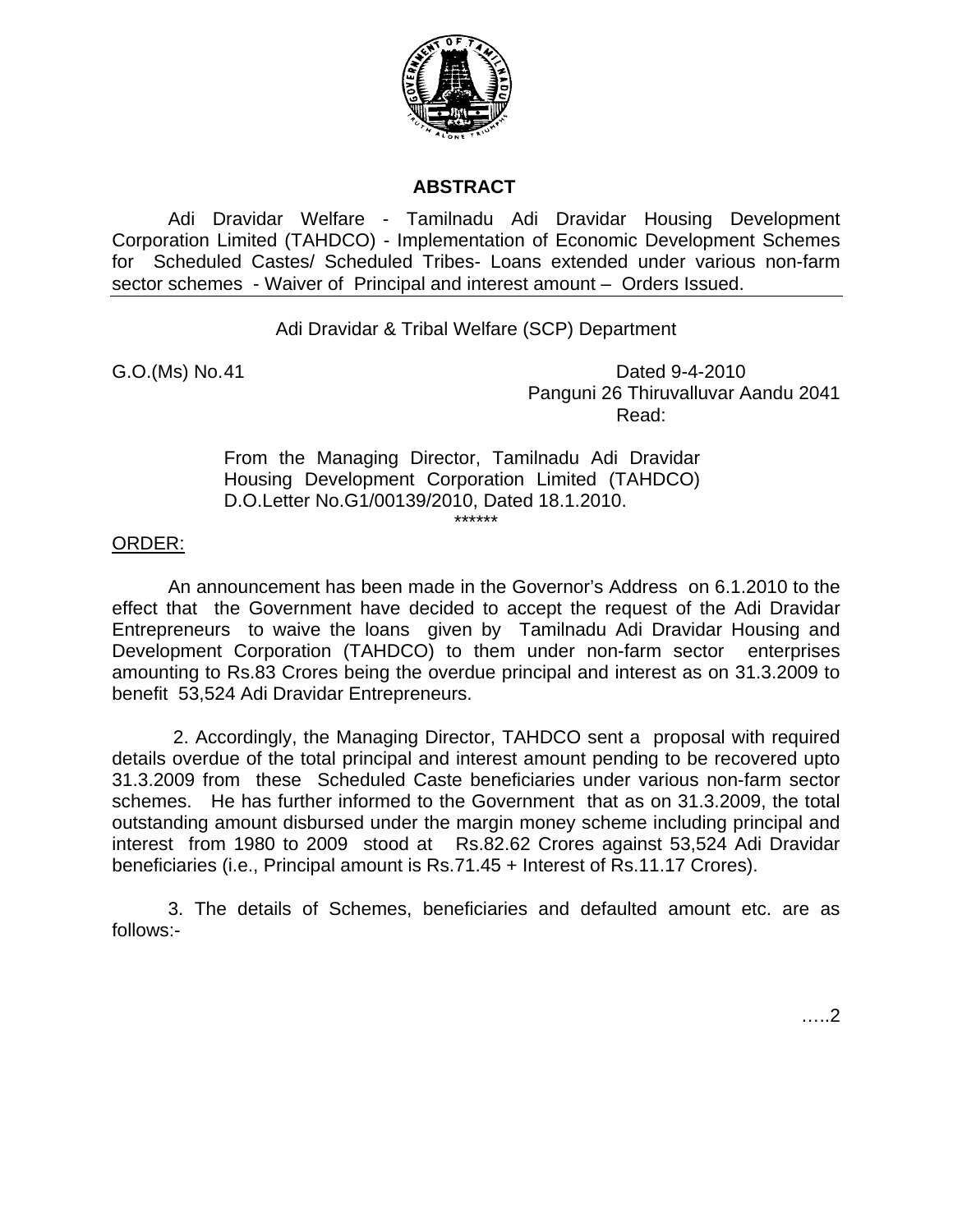## ABSTRACT

Adi Dravidar Welfare - Tamilnadu Adi Dravidar Housing Development Corporation Limited (TAHDCO) - Implementation of Economic Development Schemes for Scheduled Castes/ Scheduled Tribes- Loans extended under various non-farm sector schemes - Waiver of Principal and interest amount – Orders Issued.

---

Adi Dravidar & Tribal Welfare (SCP) Department

G.O.(Ms) No.41 Dated 9-4-2010
Panguni 26 Thiruvalluvar Aandu 2041

Read:

From the Managing Director, Tamilnadu Adi Dravidar Housing Development Corporation Limited (TAHDCO) D.O.Letter No.G1/00139/2010, Dated 18.1.2010.

******

ORDER:

An announcement has been made in the Governor's Address on 6.1.2010 to the effect that the Government have decided to accept the request of the Adi Dravidar Entrepreneurs to waive the loans given by Tamilnadu Adi Dravidar Housing and Development Corporation (TAHDCO) to them under non-farm sector enterprises amounting to Rs.83 Crores being the overdue principal and interest as on 31.3.2009 to benefit 53,524 Adi Dravidar Entrepreneurs.

2. Accordingly, the Managing Director, TAHDCO sent a proposal with required details overdue of the total principal and interest amount pending to be recovered upto 31.3.2009 from these Scheduled Caste beneficiaries under various non-farm sector schemes. He has further informed to the Government that as on 31.3.2009, the total outstanding amount disbursed under the margin money scheme including principal and interest from 1980 to 2009 stood at Rs.82.62 Crores against 53,524 Adi Dravidar beneficiaries (i.e., Principal amount is Rs.71.45 + Interest of Rs.11.17 Crores).

3. The details of Schemes, beneficiaries and defaulted amount etc. are as follows:-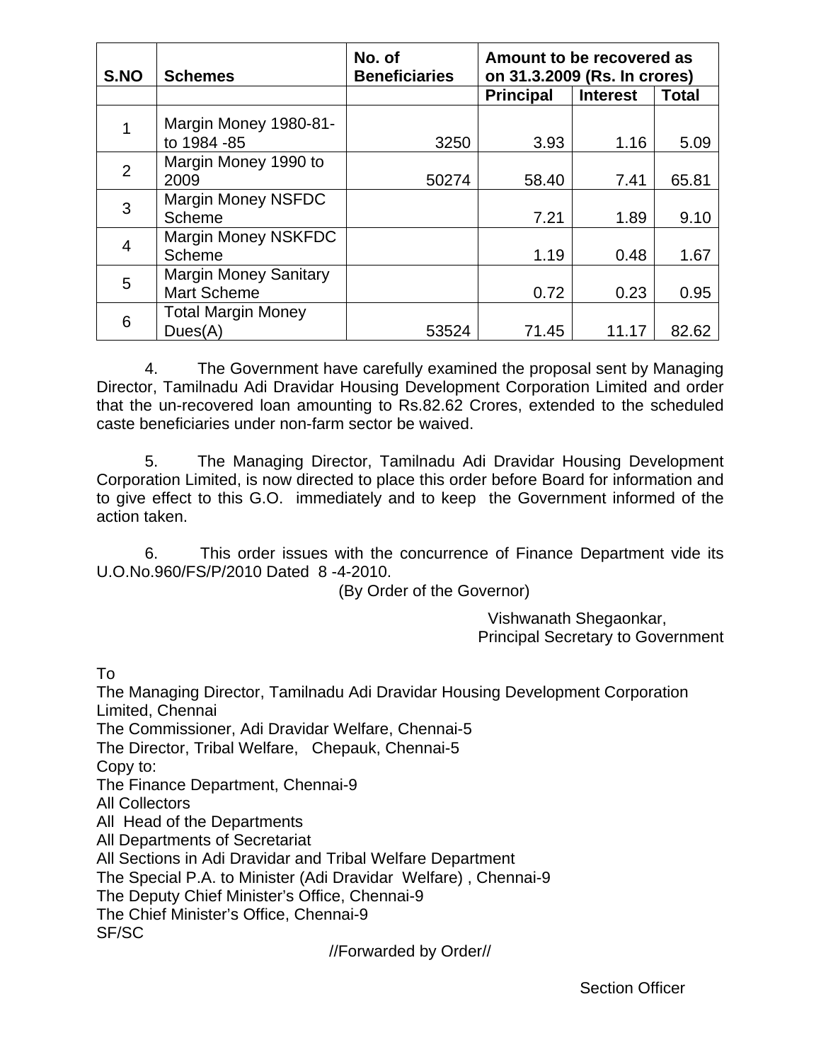| S.NO | Schemes | No. of Beneficiaries | Amount to be recovered as on 31.3.2009 (Rs. In crores) | | |
|---|---|---|---|---|---|
| | | | Principal | Interest | Total |
| 1 | Margin Money 1980-81- to 1984 -85 | 3250 | 3.93 | 1.16 | 5.09 |
| 2 | Margin Money 1990 to 2009 | 50274 | 58.40 | 7.41 | 65.81 |
| 3 | Margin Money NSFDC Scheme | | 7.21 | 1.89 | 9.10 |
| 4 | Margin Money NSKFDC Scheme | | 1.19 | 0.48 | 1.67 |
| 5 | Margin Money Sanitary Mart Scheme | | 0.72 | 0.23 | 0.95 |
| 6 | Total Margin Money Dues(A) | 53524 | 71.45 | 11.17 | 82.62 |

4. The Government have carefully examined the proposal sent by Managing Director, Tamilnadu Adi Dravidar Housing Development Corporation Limited and order that the un-recovered loan amounting to Rs.82.62 Crores, extended to the scheduled caste beneficiaries under non-farm sector be waived.

5. The Managing Director, Tamilnadu Adi Dravidar Housing Development Corporation Limited, is now directed to place this order before Board for information and to give effect to this G.O. immediately and to keep the Government informed of the action taken.

6. This order issues with the concurrence of Finance Department vide its U.O.No.960/FS/P/2010 Dated 8 -4-2010.

(By Order of the Governor)

Vishwanath Shegaonkar,
Principal Secretary to Government

To
The Managing Director, Tamilnadu Adi Dravidar Housing Development Corporation Limited, Chennai
The Commissioner, Adi Dravidar Welfare, Chennai-5
The Director, Tribal Welfare, Chepauk, Chennai-5
Copy to:
The Finance Department, Chennai-9
All Collectors
All Head of the Departments
All Departments of Secretariat
All Sections in Adi Dravidar and Tribal Welfare Department
The Special P.A. to Minister (Adi Dravidar Welfare) , Chennai-9
The Deputy Chief Minister's Office, Chennai-9
The Chief Minister's Office, Chennai-9
SF/SC

//Forwarded by Order//

Section Officer